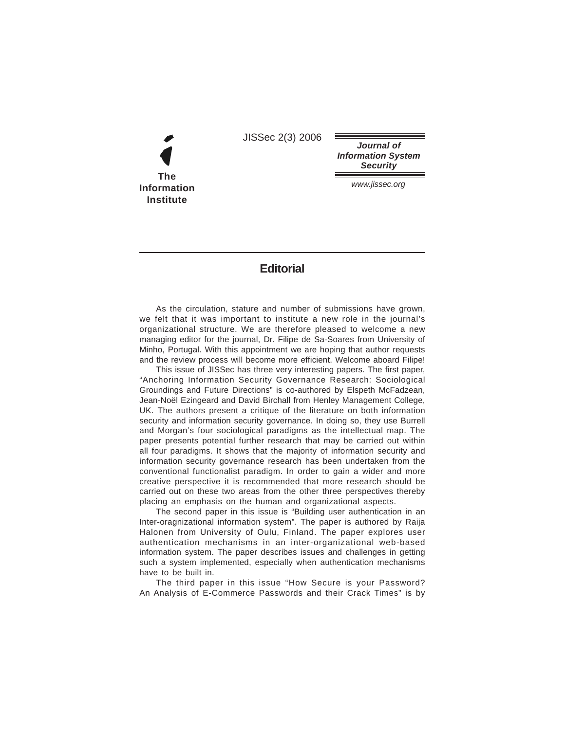# Editorial

As the circulation, stature and number of submissions have grown, we felt that it was important to institute a new role in the journal's organizational structure. We are therefore pleased to welcome a new managing editor for the journal, Dr. Filipe de Sa-Soares from University of Minho, Portugal. With this appointment we are hoping that author requests and the review process will become more efficient. Welcome aboard Filipe!

This issue of JISSec has three very interesting papers. The first paper, "Anchoring Information Security Governance Research: Sociological Groundings and Future Directions" is co-authored by Elspeth McFadzean, Jean-Noël Ezingeard and David Birchall from Henley Management College, UK. The authors present a critique of the literature on both information security and information security governance. In doing so, they use Burrell and Morgan's four sociological paradigms as the intellectual map. The paper presents potential further research that may be carried out within all four paradigms. It shows that the majority of information security and information security governance research has been undertaken from the conventional functionalist paradigm. In order to gain a wider and more creative perspective it is recommended that more research should be carried out on these two areas from the other three perspectives thereby placing an emphasis on the human and organizational aspects.

The second paper in this issue is "Building user authentication in an Inter-oragnizational information system". The paper is authored by Raija Halonen from University of Oulu, Finland. The paper explores user authentication mechanisms in an inter-organizational web-based information system. The paper describes issues and challenges in getting such a system implemented, especially when authentication mechanisms have to be built in.

The third paper in this issue "How Secure is your Password? An Analysis of E-Commerce Passwords and their Crack Times" is by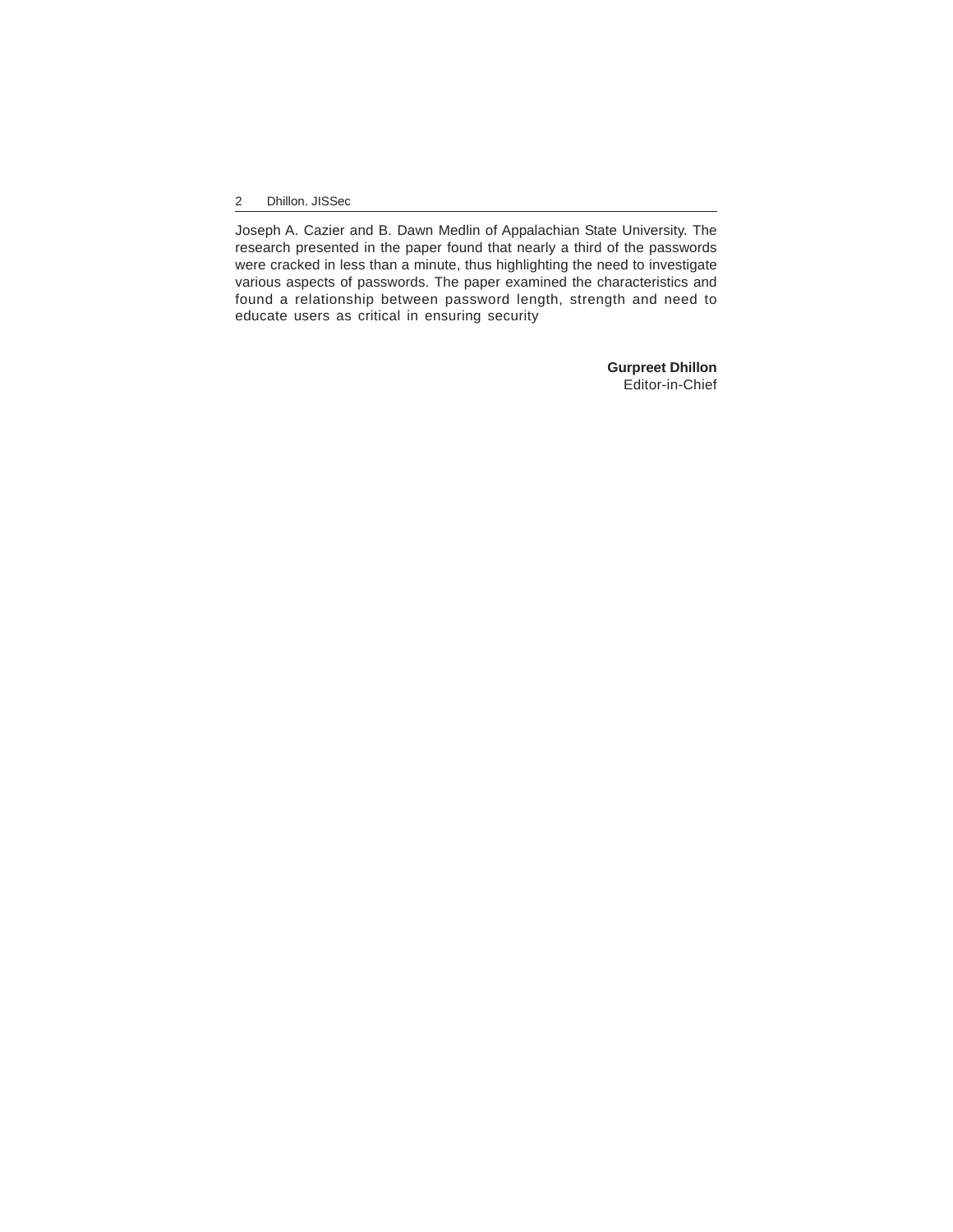Joseph A. Cazier and B. Dawn Medlin of Appalachian State University. The research presented in the paper found that nearly a third of the passwords were cracked in less than a minute, thus highlighting the need to investigate various aspects of passwords. The paper examined the characteristics and found a relationship between password length, strength and need to educate users as critical in ensuring security

**Gurpreet Dhillon**
Editor-in-Chief